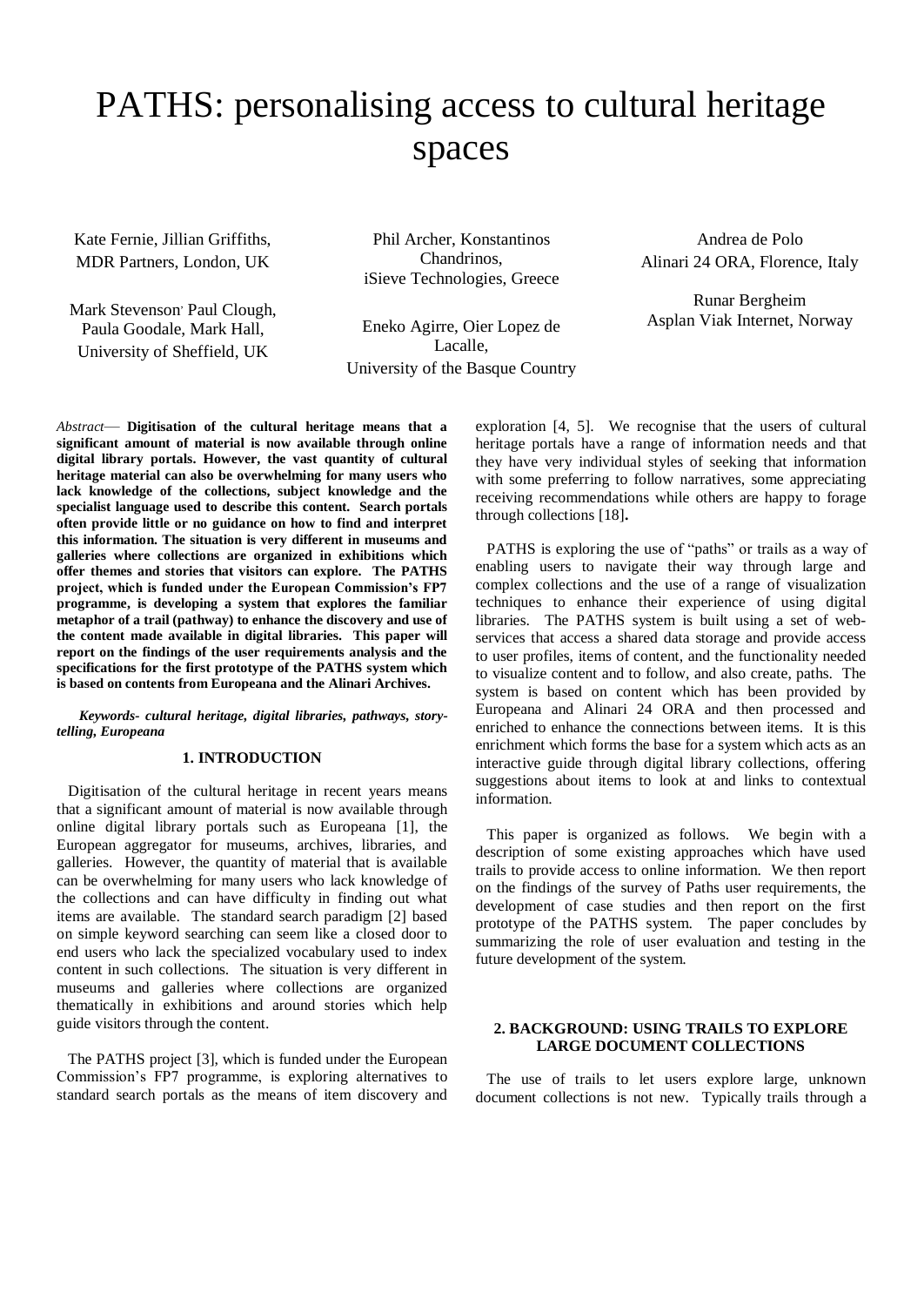# PATHS: personalising access to cultural heritage spaces

Kate Fernie, Jillian Griffiths,
MDR Partners, London, UK

Mark Stevenson, Paul Clough,
Paula Goodale, Mark Hall,
University of Sheffield, UK

Phil Archer, Konstantinos Chandrinos,
iSieve Technologies, Greece

Eneko Agirre, Oier Lopez de Lacalle,
University of the Basque Country

Andrea de Polo
Alinari 24 ORA, Florence, Italy

Runar Bergheim
Asplan Viak Internet, Norway

*Abstract*— **Digitisation of the cultural heritage means that a significant amount of material is now available through online digital library portals. However, the vast quantity of cultural heritage material can also be overwhelming for many users who lack knowledge of the collections, subject knowledge and the specialist language used to describe this content. Search portals often provide little or no guidance on how to find and interpret this information. The situation is very different in museums and galleries where collections are organized in exhibitions which offer themes and stories that visitors can explore. The PATHS project, which is funded under the European Commission's FP7 programme, is developing a system that explores the familiar metaphor of a trail (pathway) to enhance the discovery and use of the content made available in digital libraries. This paper will report on the findings of the user requirements analysis and the specifications for the first prototype of the PATHS system which is based on contents from Europeana and the Alinari Archives.**

***Keywords- cultural heritage, digital libraries, pathways, story-telling, Europeana***

## 1. INTRODUCTION

Digitisation of the cultural heritage in recent years means that a significant amount of material is now available through online digital library portals such as Europeana [1], the European aggregator for museums, archives, libraries, and galleries. However, the quantity of material that is available can be overwhelming for many users who lack knowledge of the collections and can have difficulty in finding out what items are available. The standard search paradigm [2] based on simple keyword searching can seem like a closed door to end users who lack the specialized vocabulary used to index content in such collections. The situation is very different in museums and galleries where collections are organized thematically in exhibitions and around stories which help guide visitors through the content.

The PATHS project [3], which is funded under the European Commission's FP7 programme, is exploring alternatives to standard search portals as the means of item discovery and exploration [4, 5]. We recognise that the users of cultural heritage portals have a range of information needs and that they have very individual styles of seeking that information with some preferring to follow narratives, some appreciating receiving recommendations while others are happy to forage through collections [18]**.**

PATHS is exploring the use of "paths" or trails as a way of enabling users to navigate their way through large and complex collections and the use of a range of visualization techniques to enhance their experience of using digital libraries. The PATHS system is built using a set of web-services that access a shared data storage and provide access to user profiles, items of content, and the functionality needed to visualize content and to follow, and also create, paths. The system is based on content which has been provided by Europeana and Alinari 24 ORA and then processed and enriched to enhance the connections between items. It is this enrichment which forms the base for a system which acts as an interactive guide through digital library collections, offering suggestions about items to look at and links to contextual information.

This paper is organized as follows. We begin with a description of some existing approaches which have used trails to provide access to online information. We then report on the findings of the survey of Paths user requirements, the development of case studies and then report on the first prototype of the PATHS system. The paper concludes by summarizing the role of user evaluation and testing in the future development of the system.

## 2. BACKGROUND: USING TRAILS TO EXPLORE LARGE DOCUMENT COLLECTIONS

The use of trails to let users explore large, unknown document collections is not new. Typically trails through a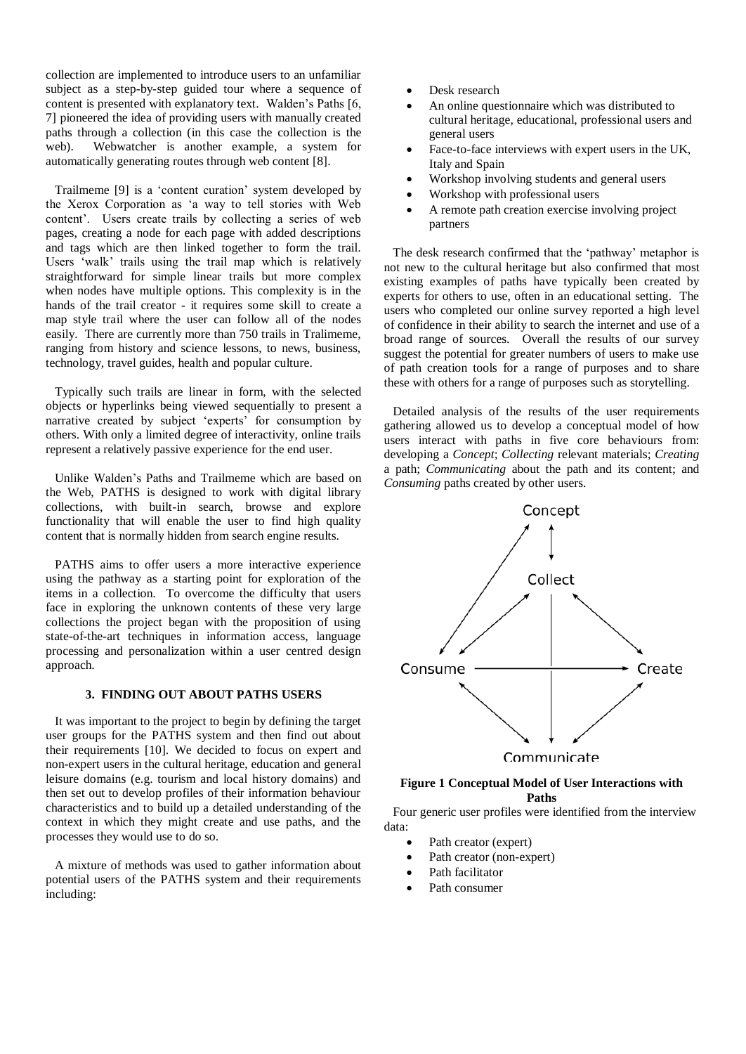collection are implemented to introduce users to an unfamiliar subject as a step-by-step guided tour where a sequence of content is presented with explanatory text. Walden's Paths [6, 7] pioneered the idea of providing users with manually created paths through a collection (in this case the collection is the web). Webwatcher is another example, a system for automatically generating routes through web content [8].

Trailmeme [9] is a 'content curation' system developed by the Xerox Corporation as 'a way to tell stories with Web content'. Users create trails by collecting a series of web pages, creating a node for each page with added descriptions and tags which are then linked together to form the trail. Users 'walk' trails using the trail map which is relatively straightforward for simple linear trails but more complex when nodes have multiple options. This complexity is in the hands of the trail creator - it requires some skill to create a map style trail where the user can follow all of the nodes easily. There are currently more than 750 trails in Tralimeme, ranging from history and science lessons, to news, business, technology, travel guides, health and popular culture.

Typically such trails are linear in form, with the selected objects or hyperlinks being viewed sequentially to present a narrative created by subject 'experts' for consumption by others. With only a limited degree of interactivity, online trails represent a relatively passive experience for the end user.

Unlike Walden's Paths and Trailmeme which are based on the Web, PATHS is designed to work with digital library collections, with built-in search, browse and explore functionality that will enable the user to find high quality content that is normally hidden from search engine results.

PATHS aims to offer users a more interactive experience using the pathway as a starting point for exploration of the items in a collection. To overcome the difficulty that users face in exploring the unknown contents of these very large collections the project began with the proposition of using state-of-the-art techniques in information access, language processing and personalization within a user centred design approach.

## 3. FINDING OUT ABOUT PATHS USERS

It was important to the project to begin by defining the target user groups for the PATHS system and then find out about their requirements [10]. We decided to focus on expert and non-expert users in the cultural heritage, education and general leisure domains (e.g. tourism and local history domains) and then set out to develop profiles of their information behaviour characteristics and to build up a detailed understanding of the context in which they might create and use paths, and the processes they would use to do so.

A mixture of methods was used to gather information about potential users of the PATHS system and their requirements including:

- Desk research
- An online questionnaire which was distributed to cultural heritage, educational, professional users and general users
- Face-to-face interviews with expert users in the UK, Italy and Spain
- Workshop involving students and general users
- Workshop with professional users
- A remote path creation exercise involving project partners

The desk research confirmed that the 'pathway' metaphor is not new to the cultural heritage but also confirmed that most existing examples of paths have typically been created by experts for others to use, often in an educational setting. The users who completed our online survey reported a high level of confidence in their ability to search the internet and use of a broad range of sources. Overall the results of our survey suggest the potential for greater numbers of users to make use of path creation tools for a range of purposes and to share these with others for a range of purposes such as storytelling.

Detailed analysis of the results of the user requirements gathering allowed us to develop a conceptual model of how users interact with paths in five core behaviours from: developing a *Concept*; *Collecting* relevant materials; *Creating* a path; *Communicating* about the path and its content; and *Consuming* paths created by other users.

Concept

Collect

Consume

Create

Communicate

**Figure 1 Conceptual Model of User Interactions with Paths**

Four generic user profiles were identified from the interview data:

- Path creator (expert)
- Path creator (non-expert)
- Path facilitator
- Path consumer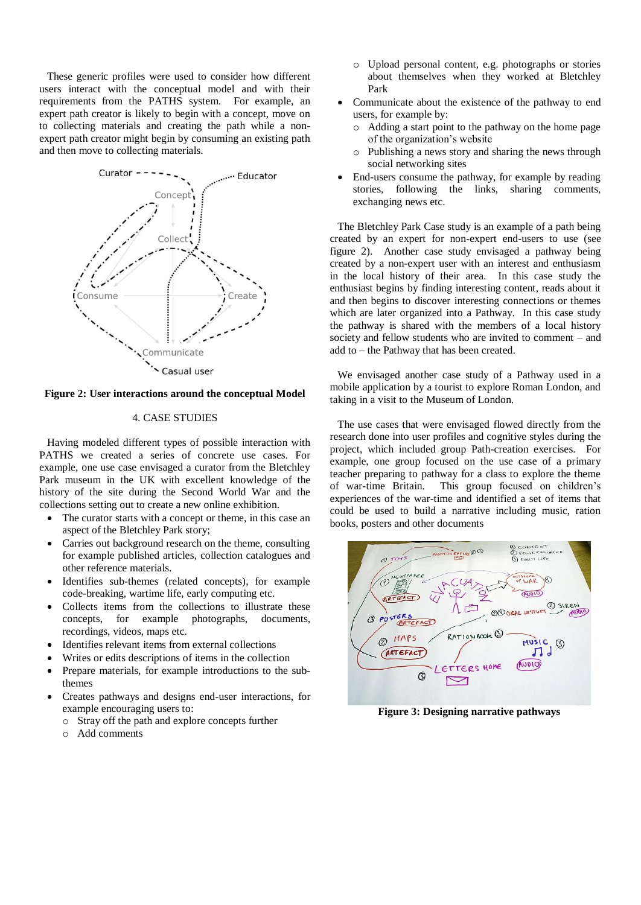These generic profiles were used to consider how different users interact with the conceptual model and with their requirements from the PATHS system. For example, an expert path creator is likely to begin with a concept, move on to collecting materials and creating the path while a non-expert path creator might begin by consuming an existing path and then move to collecting materials.

**Figure 2: User interactions around the conceptual Model**

## 4. CASE STUDIES

Having modeled different types of possible interaction with PATHS we created a series of concrete use cases. For example, one use case envisaged a curator from the Bletchley Park museum in the UK with excellent knowledge of the history of the site during the Second World War and the collections setting out to create a new online exhibition.

- The curator starts with a concept or theme, in this case an aspect of the Bletchley Park story;
- Carries out background research on the theme, consulting for example published articles, collection catalogues and other reference materials.
- Identifies sub-themes (related concepts), for example code-breaking, wartime life, early computing etc.
- Collects items from the collections to illustrate these concepts, for example photographs, documents, recordings, videos, maps etc.
- Identifies relevant items from external collections
- Writes or edits descriptions of items in the collection
- Prepare materials, for example introductions to the sub-themes
- Creates pathways and designs end-user interactions, for example encouraging users to:
  - Stray off the path and explore concepts further
  - Add comments
  - Upload personal content, e.g. photographs or stories about themselves when they worked at Bletchley Park
- Communicate about the existence of the pathway to end users, for example by:
  - Adding a start point to the pathway on the home page of the organization's website
  - Publishing a news story and sharing the news through social networking sites
- End-users consume the pathway, for example by reading stories, following the links, sharing comments, exchanging news etc.

The Bletchley Park Case study is an example of a path being created by an expert for non-expert end-users to use (see figure 2). Another case study envisaged a pathway being created by a non-expert user with an interest and enthusiasm in the local history of their area. In this case study the enthusiast begins by finding interesting content, reads about it and then begins to discover interesting connections or themes which are later organized into a Pathway. In this case study the pathway is shared with the members of a local history society and fellow students who are invited to comment – and add to – the Pathway that has been created.

We envisaged another case study of a Pathway used in a mobile application by a tourist to explore Roman London, and taking in a visit to the Museum of London.

The use cases that were envisaged flowed directly from the research done into user profiles and cognitive styles during the project, which included group Path-creation exercises. For example, one group focused on the use case of a primary teacher preparing to pathway for a class to explore the theme of war-time Britain. This group focused on children's experiences of the war-time and identified a set of items that could be used to build a narrative including music, ration books, posters and other documents

**Figure 3: Designing narrative pathways**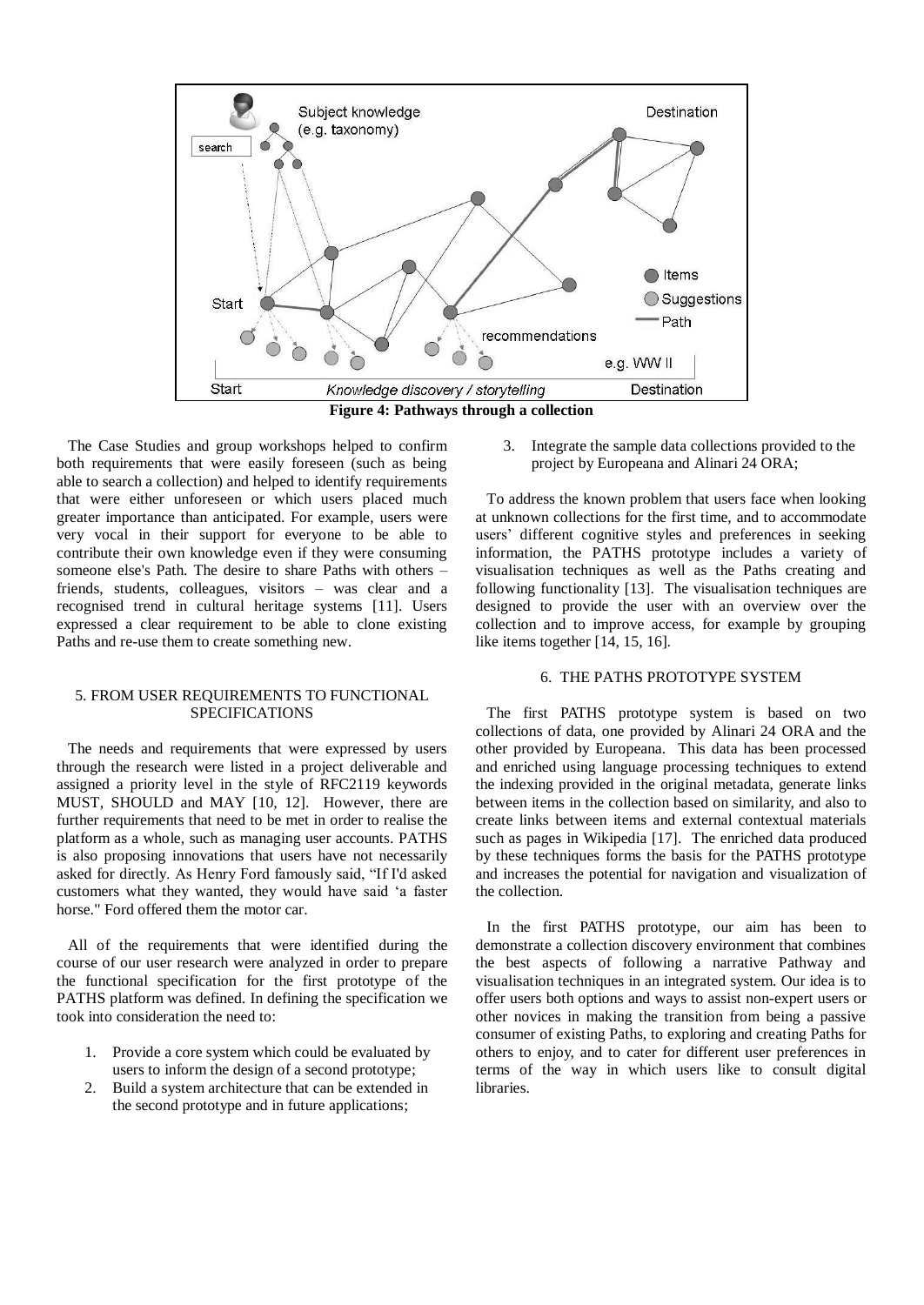**Figure 4: Pathways through a collection**

The Case Studies and group workshops helped to confirm both requirements that were easily foreseen (such as being able to search a collection) and helped to identify requirements that were either unforeseen or which users placed much greater importance than anticipated. For example, users were very vocal in their support for everyone to be able to contribute their own knowledge even if they were consuming someone else's Path. The desire to share Paths with others – friends, students, colleagues, visitors – was clear and a recognised trend in cultural heritage systems [11]. Users expressed a clear requirement to be able to clone existing Paths and re-use them to create something new.

## 5. FROM USER REQUIREMENTS TO FUNCTIONAL SPECIFICATIONS

The needs and requirements that were expressed by users through the research were listed in a project deliverable and assigned a priority level in the style of RFC2119 keywords MUST, SHOULD and MAY [10, 12]. However, there are further requirements that need to be met in order to realise the platform as a whole, such as managing user accounts. PATHS is also proposing innovations that users have not necessarily asked for directly. As Henry Ford famously said, "If I'd asked customers what they wanted, they would have said 'a faster horse." Ford offered them the motor car.

All of the requirements that were identified during the course of our user research were analyzed in order to prepare the functional specification for the first prototype of the PATHS platform was defined. In defining the specification we took into consideration the need to:

1. Provide a core system which could be evaluated by users to inform the design of a second prototype;
2. Build a system architecture that can be extended in the second prototype and in future applications;
3. Integrate the sample data collections provided to the project by Europeana and Alinari 24 ORA;

To address the known problem that users face when looking at unknown collections for the first time, and to accommodate users' different cognitive styles and preferences in seeking information, the PATHS prototype includes a variety of visualisation techniques as well as the Paths creating and following functionality [13]. The visualisation techniques are designed to provide the user with an overview over the collection and to improve access, for example by grouping like items together [14, 15, 16].

## 6. THE PATHS PROTOTYPE SYSTEM

The first PATHS prototype system is based on two collections of data, one provided by Alinari 24 ORA and the other provided by Europeana. This data has been processed and enriched using language processing techniques to extend the indexing provided in the original metadata, generate links between items in the collection based on similarity, and also to create links between items and external contextual materials such as pages in Wikipedia [17]. The enriched data produced by these techniques forms the basis for the PATHS prototype and increases the potential for navigation and visualization of the collection.

In the first PATHS prototype, our aim has been to demonstrate a collection discovery environment that combines the best aspects of following a narrative Pathway and visualisation techniques in an integrated system. Our idea is to offer users both options and ways to assist non-expert users or other novices in making the transition from being a passive consumer of existing Paths, to exploring and creating Paths for others to enjoy, and to cater for different user preferences in terms of the way in which users like to consult digital libraries.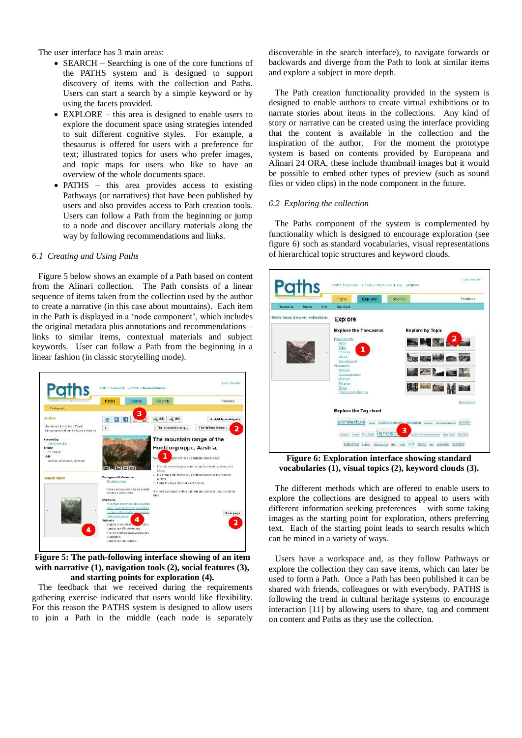The user interface has 3 main areas:

- SEARCH – Searching is one of the core functions of the PATHS system and is designed to support discovery of items with the collection and Paths. Users can start a search by a simple keyword or by using the facets provided.
- EXPLORE – this area is designed to enable users to explore the document space using strategies intended to suit different cognitive styles. For example, a thesaurus is offered for users with a preference for text; illustrated topics for users who prefer images, and topic maps for users who like to have an overview of the whole documents space.
- PATHS – this area provides access to existing Pathways (or narratives) that have been published by users and also provides access to Path creation tools. Users can follow a Path from the beginning or jump to a node and discover ancillary materials along the way by following recommendations and links.

### 6.1 Creating and Using Paths

Figure 5 below shows an example of a Path based on content from the Alinari collection. The Path consists of a linear sequence of items taken from the collection used by the author to create a narrative (in this case about mountains). Each item in the Path is displayed in a 'node component', which includes the original metadata plus annotations and recommendations – links to similar items, contextual materials and subject keywords. User can follow a Path from the beginning in a linear fashion (in classic storytelling mode).

**Figure 5: The path-following interface showing of an item with narrative (1), navigation tools (2), social features (3), and starting points for exploration (4).**

The feedback that we received during the requirements gathering exercise indicated that users would like flexibility. For this reason the PATHS system is designed to allow users to join a Path in the middle (each node is separately discoverable in the search interface), to navigate forwards or backwards and diverge from the Path to look at similar items and explore a subject in more depth.

The Path creation functionality provided in the system is designed to enable authors to create virtual exhibitions or to narrate stories about items in the collections. Any kind of story or narrative can be created using the interface providing that the content is available in the collection and the inspiration of the author. For the moment the prototype system is based on contents provided by Europeana and Alinari 24 ORA, these include thumbnail images but it would be possible to embed other types of preview (such as sound files or video clips) in the node component in the future.

### 6.2 Exploring the collection

The Paths component of the system is complemented by functionality which is designed to encourage exploration (see figure 6) such as standard vocabularies, visual representations of hierarchical topic structures and keyword clouds.

**Figure 6: Exploration interface showing standard vocabularies (1), visual topics (2), keyword clouds (3).**

The different methods which are offered to enable users to explore the collections are designed to appeal to users with different information seeking preferences – with some taking images as the starting point for exploration, others preferring text. Each of the starting points leads to search results which can be mined in a variety of ways.

Users have a workspace and, as they follow Pathways or explore the collection they can save items, which can later be used to form a Path. Once a Path has been published it can be shared with friends, colleagues or with everybody. PATHS is following the trend in cultural heritage systems to encourage interaction [11] by allowing users to share, tag and comment on content and Paths as they use the collection.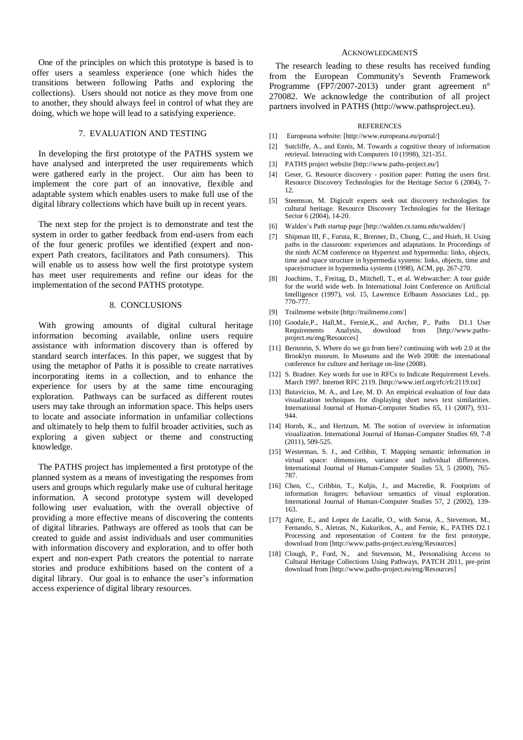One of the principles on which this prototype is based is to offer users a seamless experience (one which hides the transitions between following Paths and exploring the collections). Users should not notice as they move from one to another, they should always feel in control of what they are doing, which we hope will lead to a satisfying experience.

## 7. EVALUATION AND TESTING

In developing the first prototype of the PATHS system we have analysed and interpreted the user requirements which were gathered early in the project. Our aim has been to implement the core part of an innovative, flexible and adaptable system which enables users to make full use of the digital library collections which have built up in recent years.

The next step for the project is to demonstrate and test the system in order to gather feedback from end-users from each of the four generic profiles we identified (expert and non-expert Path creators, facilitators and Path consumers). This will enable us to assess how well the first prototype system has meet user requirements and refine our ideas for the implementation of the second PATHS prototype.

## 8. CONCLUSIONS

With growing amounts of digital cultural heritage information becoming available, online users require assistance with information discovery than is offered by standard search interfaces. In this paper, we suggest that by using the metaphor of Paths it is possible to create narratives incorporating items in a collection, and to enhance the experience for users by at the same time encouraging exploration. Pathways can be surfaced as different routes users may take through an information space. This helps users to locate and associate information in unfamiliar collections and ultimately to help them to fulfil broader activities, such as exploring a given subject or theme and constructing knowledge.

The PATHS project has implemented a first prototype of the planned system as a means of investigating the responses from users and groups which regularly make use of cultural heritage information. A second prototype system will developed following user evaluation, with the overall objective of providing a more effective means of discovering the contents of digital libraries. Pathways are offered as tools that can be created to guide and assist individuals and user communities with information discovery and exploration, and to offer both expert and non-expert Path creators the potential to narrate stories and produce exhibitions based on the content of a digital library. Our goal is to enhance the user's information access experience of digital library resources.

## ACKNOWLEDGMENTS

The research leading to these results has received funding from the European Community's Seventh Framework Programme (FP7/2007-2013) under grant agreement n° 270082. We acknowledge the contribution of all project partners involved in PATHS (http://www.pathsproject.eu).

## REFERENCES

[1] Europeana website: [http://www.europeana.eu/portal/]

[2] Sutcliffe, A., and Ennis, M. Towards a cognitive theory of information retrieval. Interacting with Computers 10 (1998), 321-351.

[3] PATHS project website [http://www.paths-project.eu/]

[4] Geser, G. Resource discovery - position paper: Putting the users first. Resource Discovery Technologies for the Heritage Sector 6 (2004), 7-12.

[5] Steemson, M. Digicult experts seek out discovery technologies for cultural heritage. Resource Discovery Technologies for the Heritage Sector 6 (2004), 14-20.

[6] Walden's Path startup page [http://walden.cs.tamu.edu/walden/]

[7] Shipman III, F., Furuta, R., Brenner, D., Chung, C., and Hsieh, H. Using paths in the classroom: experiences and adaptations. In Proceedings of the ninth ACM conference on Hypertext and hypermedia: links, objects, time and space structure in hypermedia systems: links, objects, time and space|structure in hypermedia systems (1998), ACM, pp. 267-270.

[8] Joachims, T., Freitag, D., Mitchell, T., et al. Webwatcher: A tour guide for the world wide web. In International Joint Conference on Artificial Intelligence (1997), vol. 15, Lawrence Erlbaum Associates Ltd., pp. 770-777.

[9] Trailmeme website [http://trailmeme.com/]

[10] Goodale,P., Hall,M., Fernie,K., and Archer, P., Paths D1.1 User Requirements Analysis, download from [http://www.paths-project.eu/eng/Resources]

[11] Bernstein, S. Where do we go from here? continuing with web 2.0 at the Brooklyn museum. In Museums and the Web 2008: the international conference for culture and heritage on-line (2008).

[12] S. Bradner. Key words for use in RFCs to Indicate Requirement Levels. March 1997. Internet RFC 2119. [http://www.ietf.org/rfc/rfc2119.txt]

[13] Butavicius, M. A., and Lee, M. D. An empirical evaluation of four data visualization techniques for displaying short news text similarities. International Journal of Human-Computer Studies 65, 11 (2007), 931-944.

[14] Hornb, K., and Hertzum, M. The notion of overview in information visualization. International Journal of Human-Computer Studies 69, 7-8 (2011), 509-525.

[15] Westerman, S. J., and Cribbin, T. Mapping semantic information in virtual space: dimensions, variance and individual differences. International Journal of Human-Computer Studies 53, 5 (2000), 765-787.

[16] Chen, C., Cribbin, T., Kuljis, J., and Macredie, R. Footprints of information foragers: behaviour semantics of visual exploration. International Journal of Human-Computer Studies 57, 2 (2002), 139-163.

[17] Agirre, E., and Lopez de Lacalle, O., with Soroa, A., Stevenson, M., Fernando, S., Aletras, N., Kukurikos, A., and Fernie, K., PATHS D2.1 Processing and representation of Content for the first prototype, download from [http://www.paths-project.eu/eng/Resources]

[18] Clough, P., Ford, N., and Stevenson, M., Personalising Access to Cultural Heritage Collections Using Pathways, PATCH 2011, pre-print download from [http://www.paths-project.eu/eng/Resources]